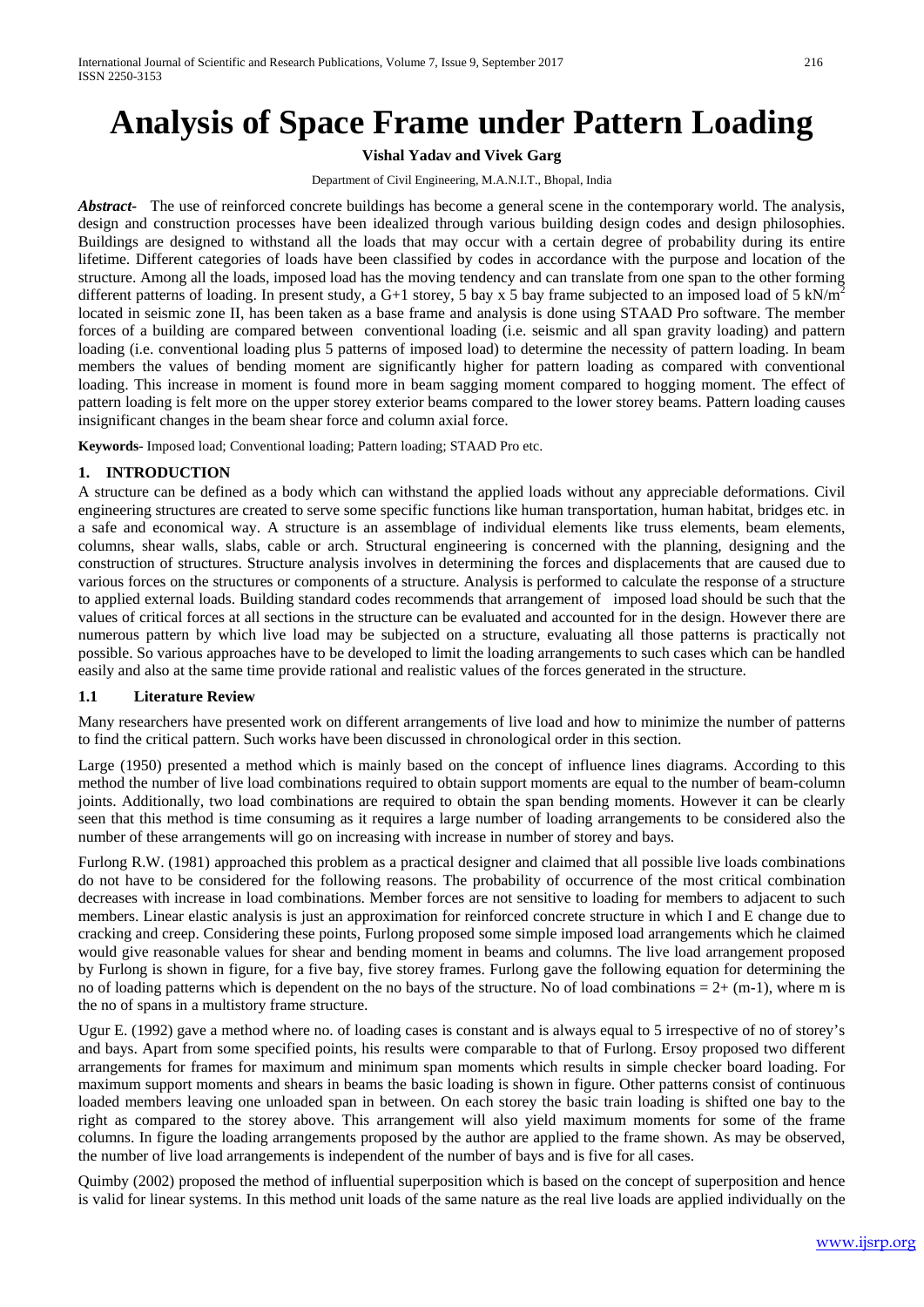# Analysis of Space Frame under Pattern Loading

**Vishal Yadav and Vivek Garg**

Department of Civil Engineering, M.A.N.I.T., Bhopal, India

***Abstract-*** The use of reinforced concrete buildings has become a general scene in the contemporary world. The analysis, design and construction processes have been idealized through various building design codes and design philosophies. Buildings are designed to withstand all the loads that may occur with a certain degree of probability during its entire lifetime. Different categories of loads have been classified by codes in accordance with the purpose and location of the structure. Among all the loads, imposed load has the moving tendency and can translate from one span to the other forming different patterns of loading. In present study, a G+1 storey, 5 bay x 5 bay frame subjected to an imposed load of 5 kN/m$^2$ located in seismic zone II, has been taken as a base frame and analysis is done using STAAD Pro software. The member forces of a building are compared between conventional loading (i.e. seismic and all span gravity loading) and pattern loading (i.e. conventional loading plus 5 patterns of imposed load) to determine the necessity of pattern loading. In beam members the values of bending moment are significantly higher for pattern loading as compared with conventional loading. This increase in moment is found more in beam sagging moment compared to hogging moment. The effect of pattern loading is felt more on the upper storey exterior beams compared to the lower storey beams. Pattern loading causes insignificant changes in the beam shear force and column axial force.

**Keywords**- Imposed load; Conventional loading; Pattern loading; STAAD Pro etc.

## 1. INTRODUCTION

A structure can be defined as a body which can withstand the applied loads without any appreciable deformations. Civil engineering structures are created to serve some specific functions like human transportation, human habitat, bridges etc. in a safe and economical way. A structure is an assemblage of individual elements like truss elements, beam elements, columns, shear walls, slabs, cable or arch. Structural engineering is concerned with the planning, designing and the construction of structures. Structure analysis involves in determining the forces and displacements that are caused due to various forces on the structures or components of a structure. Analysis is performed to calculate the response of a structure to applied external loads. Building standard codes recommends that arrangement of imposed load should be such that the values of critical forces at all sections in the structure can be evaluated and accounted for in the design. However there are numerous pattern by which live load may be subjected on a structure, evaluating all those patterns is practically not possible. So various approaches have to be developed to limit the loading arrangements to such cases which can be handled easily and also at the same time provide rational and realistic values of the forces generated in the structure.

### 1.1 Literature Review

Many researchers have presented work on different arrangements of live load and how to minimize the number of patterns to find the critical pattern. Such works have been discussed in chronological order in this section.

Large (1950) presented a method which is mainly based on the concept of influence lines diagrams. According to this method the number of live load combinations required to obtain support moments are equal to the number of beam-column joints. Additionally, two load combinations are required to obtain the span bending moments. However it can be clearly seen that this method is time consuming as it requires a large number of loading arrangements to be considered also the number of these arrangements will go on increasing with increase in number of storey and bays.

Furlong R.W. (1981) approached this problem as a practical designer and claimed that all possible live loads combinations do not have to be considered for the following reasons. The probability of occurrence of the most critical combination decreases with increase in load combinations. Member forces are not sensitive to loading for members to adjacent to such members. Linear elastic analysis is just an approximation for reinforced concrete structure in which I and E change due to cracking and creep. Considering these points, Furlong proposed some simple imposed load arrangements which he claimed would give reasonable values for shear and bending moment in beams and columns. The live load arrangement proposed by Furlong is shown in figure, for a five bay, five storey frames. Furlong gave the following equation for determining the no of loading patterns which is dependent on the no bays of the structure. No of load combinations = 2+ (m-1), where m is the no of spans in a multistory frame structure.

Ugur E. (1992) gave a method where no. of loading cases is constant and is always equal to 5 irrespective of no of storey's and bays. Apart from some specified points, his results were comparable to that of Furlong. Ersoy proposed two different arrangements for frames for maximum and minimum span moments which results in simple checker board loading. For maximum support moments and shears in beams the basic loading is shown in figure. Other patterns consist of continuous loaded members leaving one unloaded span in between. On each storey the basic train loading is shifted one bay to the right as compared to the storey above. This arrangement will also yield maximum moments for some of the frame columns. In figure the loading arrangements proposed by the author are applied to the frame shown. As may be observed, the number of live load arrangements is independent of the number of bays and is five for all cases.

Quimby (2002) proposed the method of influential superposition which is based on the concept of superposition and hence is valid for linear systems. In this method unit loads of the same nature as the real live loads are applied individually on the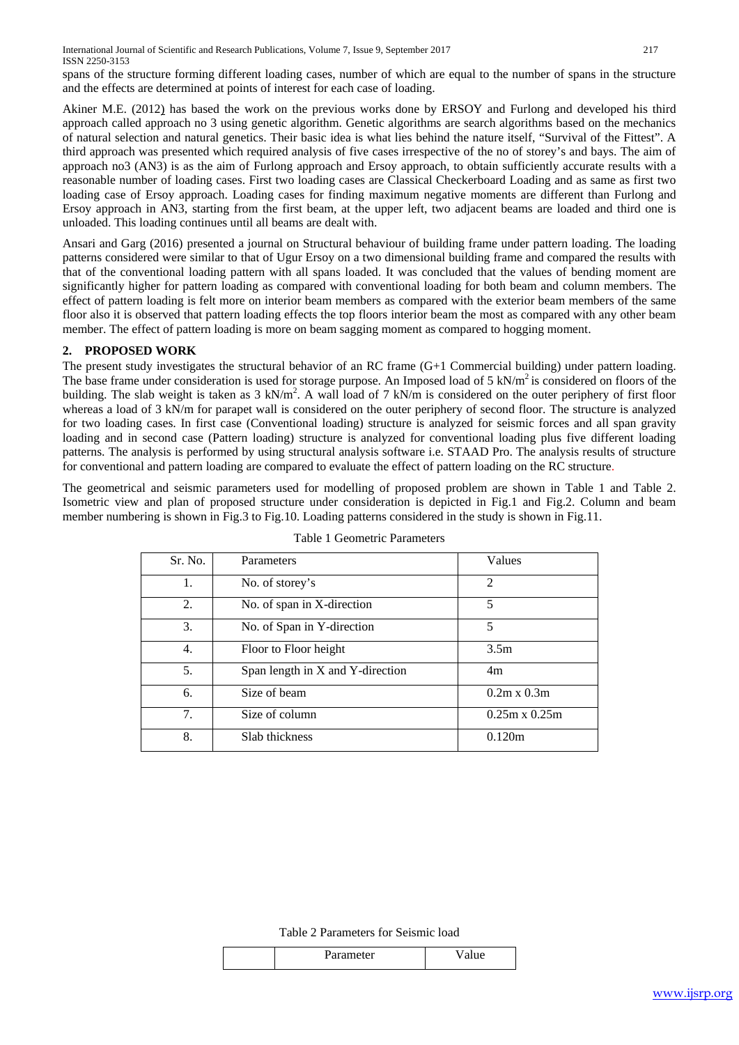spans of the structure forming different loading cases, number of which are equal to the number of spans in the structure and the effects are determined at points of interest for each case of loading.

Akiner M.E. (2012) has based the work on the previous works done by ERSOY and Furlong and developed his third approach called approach no 3 using genetic algorithm. Genetic algorithms are search algorithms based on the mechanics of natural selection and natural genetics. Their basic idea is what lies behind the nature itself, "Survival of the Fittest". A third approach was presented which required analysis of five cases irrespective of the no of storey's and bays. The aim of approach no3 (AN3) is as the aim of Furlong approach and Ersoy approach, to obtain sufficiently accurate results with a reasonable number of loading cases. First two loading cases are Classical Checkerboard Loading and as same as first two loading case of Ersoy approach. Loading cases for finding maximum negative moments are different than Furlong and Ersoy approach in AN3, starting from the first beam, at the upper left, two adjacent beams are loaded and third one is unloaded. This loading continues until all beams are dealt with.

Ansari and Garg (2016) presented a journal on Structural behaviour of building frame under pattern loading. The loading patterns considered were similar to that of Ugur Ersoy on a two dimensional building frame and compared the results with that of the conventional loading pattern with all spans loaded. It was concluded that the values of bending moment are significantly higher for pattern loading as compared with conventional loading for both beam and column members. The effect of pattern loading is felt more on interior beam members as compared with the exterior beam members of the same floor also it is observed that pattern loading effects the top floors interior beam the most as compared with any other beam member. The effect of pattern loading is more on beam sagging moment as compared to hogging moment.

## 2. PROPOSED WORK

The present study investigates the structural behavior of an RC frame (G+1 Commercial building) under pattern loading. The base frame under consideration is used for storage purpose. An Imposed load of 5 $kN/m^2$ is considered on floors of the building. The slab weight is taken as 3 $kN/m^2$. A wall load of 7 kN/m is considered on the outer periphery of first floor whereas a load of 3 kN/m for parapet wall is considered on the outer periphery of second floor. The structure is analyzed for two loading cases. In first case (Conventional loading) structure is analyzed for seismic forces and all span gravity loading and in second case (Pattern loading) structure is analyzed for conventional loading plus five different loading patterns. The analysis is performed by using structural analysis software i.e. STAAD Pro. The analysis results of structure for conventional and pattern loading are compared to evaluate the effect of pattern loading on the RC structure.

The geometrical and seismic parameters used for modelling of proposed problem are shown in Table 1 and Table 2. Isometric view and plan of proposed structure under consideration is depicted in Fig.1 and Fig.2. Column and beam member numbering is shown in Fig.3 to Fig.10. Loading patterns considered in the study is shown in Fig.11.

Table 1 Geometric Parameters

| Sr. No. | Parameters | Values |
|---|---|---|
| 1. | No. of storey's | 2 |
| 2. | No. of span in X-direction | 5 |
| 3. | No. of Span in Y-direction | 5 |
| 4. | Floor to Floor height | 3.5m |
| 5. | Span length in X and Y-direction | 4m |
| 6. | Size of beam | 0.2m x 0.3m |
| 7. | Size of column | 0.25m x 0.25m |
| 8. | Slab thickness | 0.120m |

Table 2 Parameters for Seismic load

| | Parameter | Value |
|---|---|---|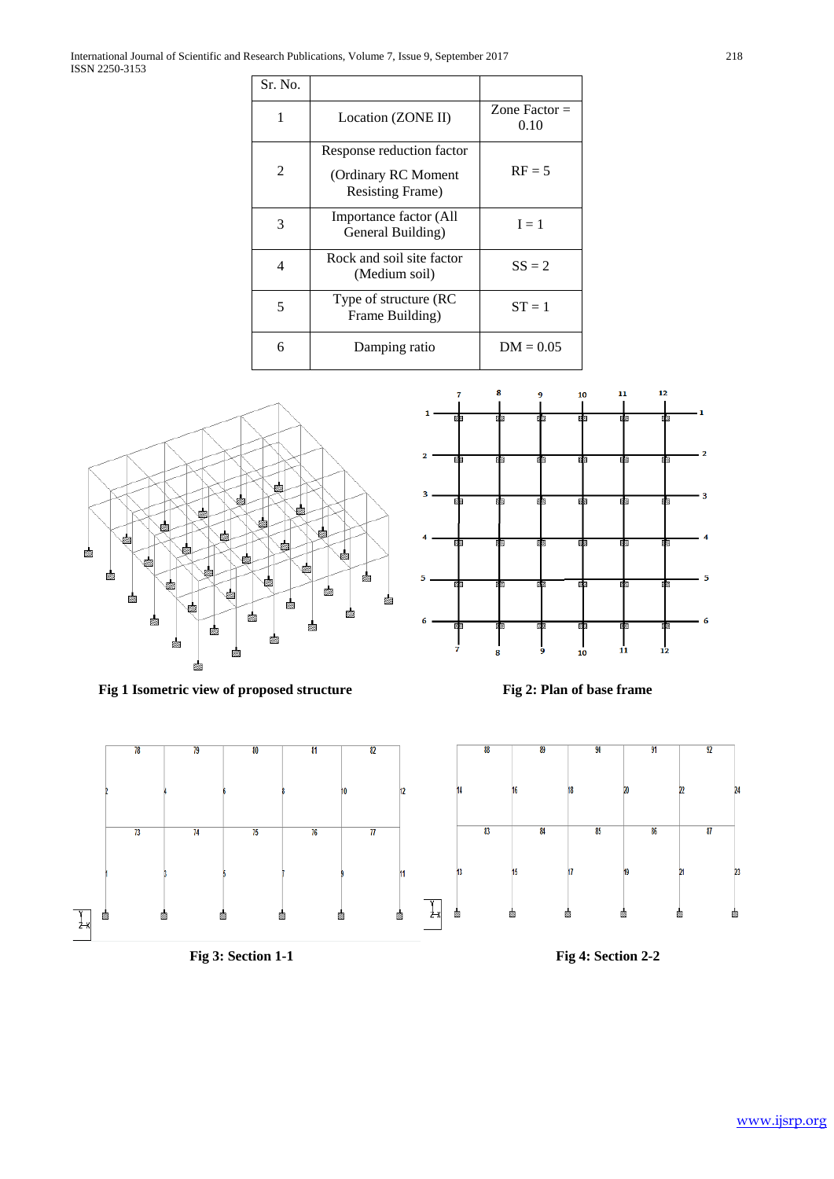| Sr. No. | | |
|---|---|---|
| 1 | Location (ZONE II) | Zone Factor = 0.10 |
| 2 | Response reduction factor (Ordinary RC Moment Resisting Frame) | RF = 5 |
| 3 | Importance factor (All General Building) | I = 1 |
| 4 | Rock and soil site factor (Medium soil) | SS = 2 |
| 5 | Type of structure (RC Frame Building) | ST = 1 |
| 6 | Damping ratio | DM = 0.05 |

**Fig 1 Isometric view of proposed structure**

**Fig 2: Plan of base frame**

**Fig 3: Section 1-1**

**Fig 4: Section 2-2**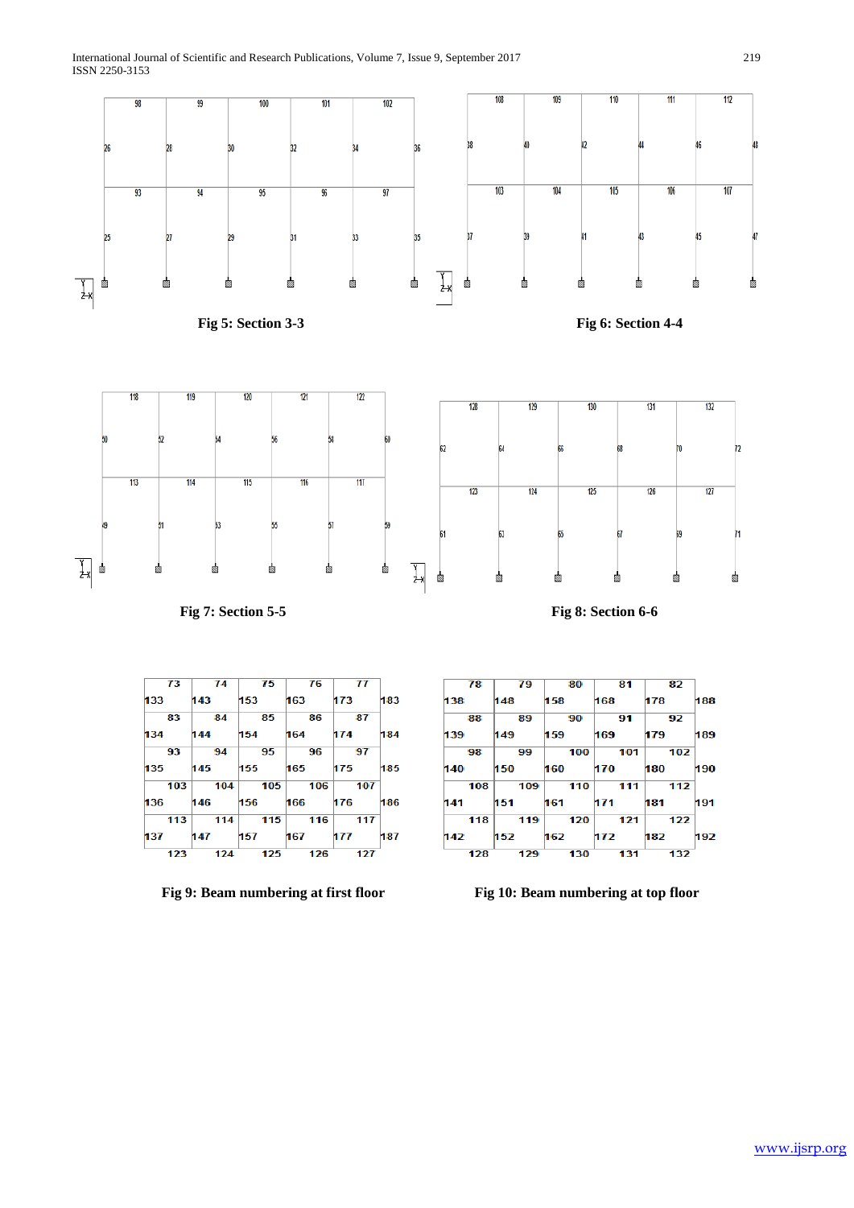Fig 5: Section 3-3

Fig 6: Section 4-4

Fig 7: Section 5-5

Fig 8: Section 6-6

Fig 9: Beam numbering at first floor

Fig 10: Beam numbering at top floor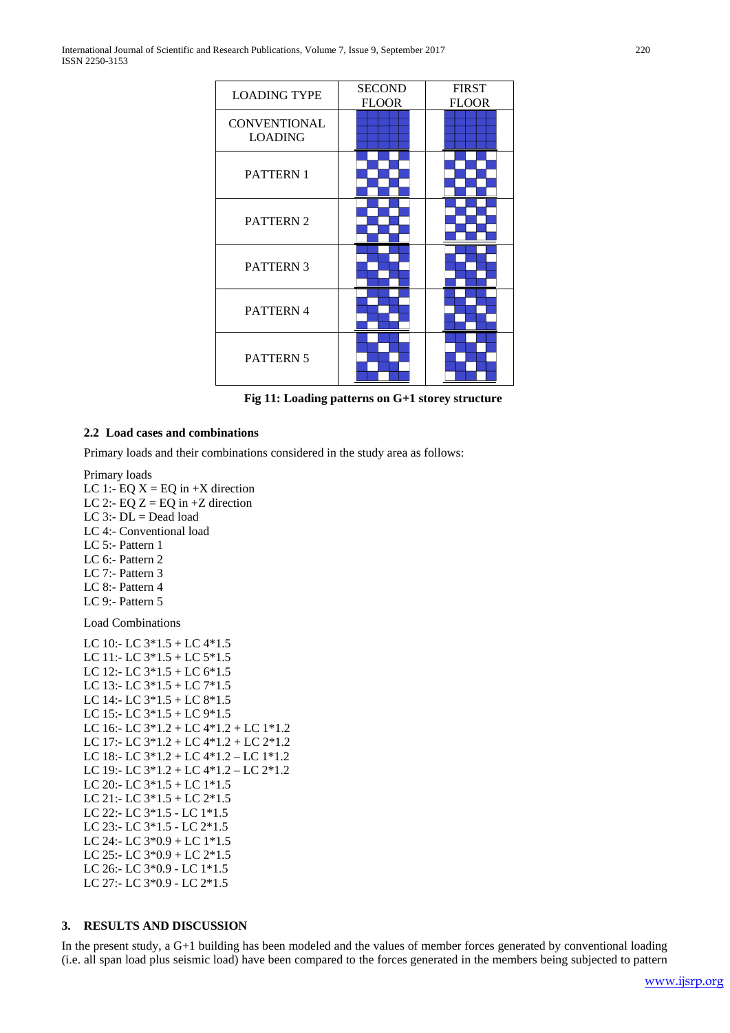| LOADING TYPE | SECOND FLOOR | FIRST FLOOR |
|---|---|---|
| CONVENTIONAL LOADING | | |
| PATTERN 1 | | |
| PATTERN 2 | | |
| PATTERN 3 | | |
| PATTERN 4 | | |
| PATTERN 5 | | |

**Fig 11: Loading patterns on G+1 storey structure**

### 2.2 Load cases and combinations

Primary loads and their combinations considered in the study area as follows:

Primary loads
LC 1:- EQ X = EQ in +X direction
LC 2:- EQ Z = EQ in +Z direction
LC 3:- DL = Dead load
LC 4:- Conventional load
LC 5:- Pattern 1
LC 6:- Pattern 2
LC 7:- Pattern 3
LC 8:- Pattern 4
LC 9:- Pattern 5

Load Combinations

LC 10:- LC 3*1.5 + LC 4*1.5
LC 11:- LC 3*1.5 + LC 5*1.5
LC 12:- LC 3*1.5 + LC 6*1.5
LC 13:- LC 3*1.5 + LC 7*1.5
LC 14:- LC 3*1.5 + LC 8*1.5
LC 15:- LC 3*1.5 + LC 9*1.5
LC 16:- LC 3*1.2 + LC 4*1.2 + LC 1*1.2
LC 17:- LC 3*1.2 + LC 4*1.2 + LC 2*1.2
LC 18:- LC 3*1.2 + LC 4*1.2 – LC 1*1.2
LC 19:- LC 3*1.2 + LC 4*1.2 – LC 2*1.2
LC 20:- LC 3*1.5 + LC 1*1.5
LC 21:- LC 3*1.5 + LC 2*1.5
LC 22:- LC 3*1.5 - LC 1*1.5
LC 23:- LC 3*1.5 - LC 2*1.5
LC 24:- LC 3*0.9 + LC 1*1.5
LC 25:- LC 3*0.9 + LC 2*1.5
LC 26:- LC 3*0.9 - LC 1*1.5
LC 27:- LC 3*0.9 - LC 2*1.5

## 3. RESULTS AND DISCUSSION

In the present study, a G+1 building has been modeled and the values of member forces generated by conventional loading (i.e. all span load plus seismic load) have been compared to the forces generated in the members being subjected to pattern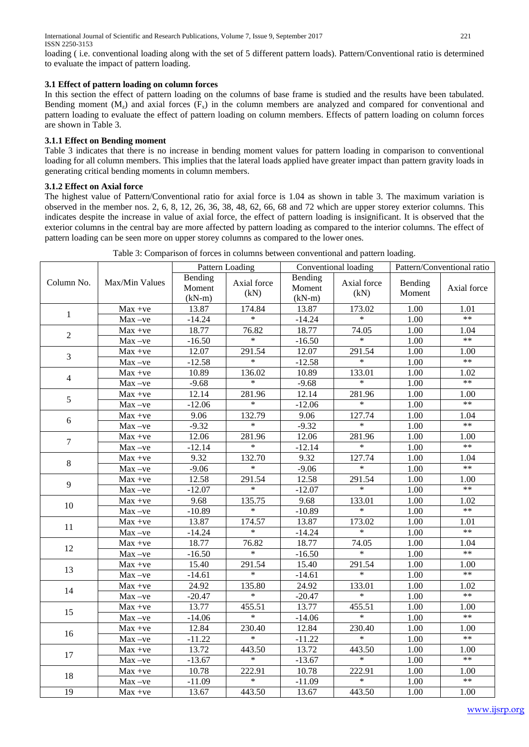loading ( i.e. conventional loading along with the set of 5 different pattern loads). Pattern/Conventional ratio is determined to evaluate the impact of pattern loading.

### 3.1 Effect of pattern loading on column forces

In this section the effect of pattern loading on the columns of base frame is studied and the results have been tabulated. Bending moment ($M_z$) and axial forces ($F_x$) in the column members are analyzed and compared for conventional and pattern loading to evaluate the effect of pattern loading on column members. Effects of pattern loading on column forces are shown in Table 3.

#### 3.1.1 Effect on Bending moment

Table 3 indicates that there is no increase in bending moment values for pattern loading in comparison to conventional loading for all column members. This implies that the lateral loads applied have greater impact than pattern gravity loads in generating critical bending moments in column members.

#### 3.1.2 Effect on Axial force

The highest value of Pattern/Conventional ratio for axial force is 1.04 as shown in table 3. The maximum variation is observed in the member nos. 2, 6, 8, 12, 26, 36, 38, 48, 62, 66, 68 and 72 which are upper storey exterior columns. This indicates despite the increase in value of axial force, the effect of pattern loading is insignificant. It is observed that the exterior columns in the central bay are more affected by pattern loading as compared to the interior columns. The effect of pattern loading can be seen more on upper storey columns as compared to the lower ones.

Table 3: Comparison of forces in columns between conventional and pattern loading.

| Column No. | Max/Min Values | Pattern Loading | | Conventional loading | | Pattern/Conventional ratio | |
|---|---|---|---|---|---|---|---|
| | | Bending Moment (kN-m) | Axial force (kN) | Bending Moment (kN-m) | Axial force (kN) | Bending Moment | Axial force |
| 1 | Max +ve | 13.87 | 174.84 | 13.87 | 173.02 | 1.00 | 1.01 |
| | Max –ve | -14.24 | * | -14.24 | * | 1.00 | ** |
| 2 | Max +ve | 18.77 | 76.82 | 18.77 | 74.05 | 1.00 | 1.04 |
| | Max –ve | -16.50 | * | -16.50 | * | 1.00 | ** |
| 3 | Max +ve | 12.07 | 291.54 | 12.07 | 291.54 | 1.00 | 1.00 |
| | Max –ve | -12.58 | * | -12.58 | * | 1.00 | ** |
| 4 | Max +ve | 10.89 | 136.02 | 10.89 | 133.01 | 1.00 | 1.02 |
| | Max –ve | -9.68 | * | -9.68 | * | 1.00 | ** |
| 5 | Max +ve | 12.14 | 281.96 | 12.14 | 281.96 | 1.00 | 1.00 |
| | Max –ve | -12.06 | * | -12.06 | * | 1.00 | ** |
| 6 | Max +ve | 9.06 | 132.79 | 9.06 | 127.74 | 1.00 | 1.04 |
| | Max –ve | -9.32 | * | -9.32 | * | 1.00 | ** |
| 7 | Max +ve | 12.06 | 281.96 | 12.06 | 281.96 | 1.00 | 1.00 |
| | Max –ve | -12.14 | * | -12.14 | * | 1.00 | ** |
| 8 | Max +ve | 9.32 | 132.70 | 9.32 | 127.74 | 1.00 | 1.04 |
| | Max –ve | -9.06 | * | -9.06 | * | 1.00 | ** |
| 9 | Max +ve | 12.58 | 291.54 | 12.58 | 291.54 | 1.00 | 1.00 |
| | Max –ve | -12.07 | * | -12.07 | * | 1.00 | ** |
| 10 | Max +ve | 9.68 | 135.75 | 9.68 | 133.01 | 1.00 | 1.02 |
| | Max –ve | -10.89 | * | -10.89 | * | 1.00 | ** |
| 11 | Max +ve | 13.87 | 174.57 | 13.87 | 173.02 | 1.00 | 1.01 |
| | Max –ve | -14.24 | * | -14.24 | * | 1.00 | ** |
| 12 | Max +ve | 18.77 | 76.82 | 18.77 | 74.05 | 1.00 | 1.04 |
| | Max –ve | -16.50 | * | -16.50 | * | 1.00 | ** |
| 13 | Max +ve | 15.40 | 291.54 | 15.40 | 291.54 | 1.00 | 1.00 |
| | Max –ve | -14.61 | * | -14.61 | * | 1.00 | ** |
| 14 | Max +ve | 24.92 | 135.80 | 24.92 | 133.01 | 1.00 | 1.02 |
| | Max –ve | -20.47 | * | -20.47 | * | 1.00 | ** |
| 15 | Max +ve | 13.77 | 455.51 | 13.77 | 455.51 | 1.00 | 1.00 |
| | Max –ve | -14.06 | * | -14.06 | * | 1.00 | ** |
| 16 | Max +ve | 12.84 | 230.40 | 12.84 | 230.40 | 1.00 | 1.00 |
| | Max –ve | -11.22 | * | -11.22 | * | 1.00 | ** |
| 17 | Max +ve | 13.72 | 443.50 | 13.72 | 443.50 | 1.00 | 1.00 |
| | Max –ve | -13.67 | * | -13.67 | * | 1.00 | ** |
| 18 | Max +ve | 10.78 | 222.91 | 10.78 | 222.91 | 1.00 | 1.00 |
| | Max –ve | -11.09 | * | -11.09 | * | 1.00 | ** |
| 19 | Max +ve | 13.67 | 443.50 | 13.67 | 443.50 | 1.00 | 1.00 |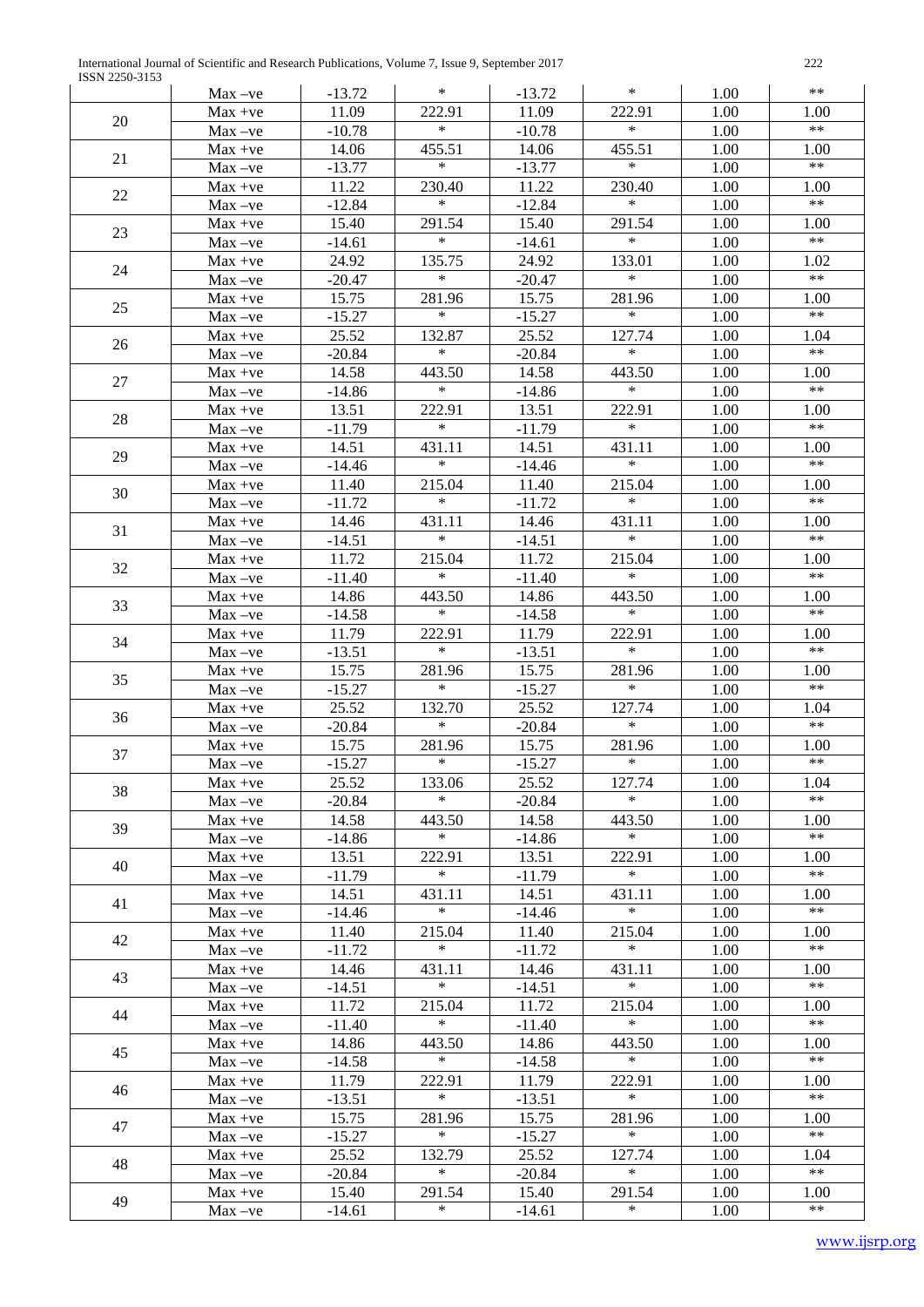| | Max –ve | -13.72 | * | -13.72 | * | 1.00 | ** |
|---|---|---|---|---|---|---|---|
| 20 | Max +ve | 11.09 | 222.91 | 11.09 | 222.91 | 1.00 | 1.00 |
| | Max –ve | -10.78 | * | -10.78 | * | 1.00 | ** |
| 21 | Max +ve | 14.06 | 455.51 | 14.06 | 455.51 | 1.00 | 1.00 |
| | Max –ve | -13.77 | * | -13.77 | * | 1.00 | ** |
| 22 | Max +ve | 11.22 | 230.40 | 11.22 | 230.40 | 1.00 | 1.00 |
| | Max –ve | -12.84 | * | -12.84 | * | 1.00 | ** |
| 23 | Max +ve | 15.40 | 291.54 | 15.40 | 291.54 | 1.00 | 1.00 |
| | Max –ve | -14.61 | * | -14.61 | * | 1.00 | ** |
| 24 | Max +ve | 24.92 | 135.75 | 24.92 | 133.01 | 1.00 | 1.02 |
| | Max –ve | -20.47 | * | -20.47 | * | 1.00 | ** |
| 25 | Max +ve | 15.75 | 281.96 | 15.75 | 281.96 | 1.00 | 1.00 |
| | Max –ve | -15.27 | * | -15.27 | * | 1.00 | ** |
| 26 | Max +ve | 25.52 | 132.87 | 25.52 | 127.74 | 1.00 | 1.04 |
| | Max –ve | -20.84 | * | -20.84 | * | 1.00 | ** |
| 27 | Max +ve | 14.58 | 443.50 | 14.58 | 443.50 | 1.00 | 1.00 |
| | Max –ve | -14.86 | * | -14.86 | * | 1.00 | ** |
| 28 | Max +ve | 13.51 | 222.91 | 13.51 | 222.91 | 1.00 | 1.00 |
| | Max –ve | -11.79 | * | -11.79 | * | 1.00 | ** |
| 29 | Max +ve | 14.51 | 431.11 | 14.51 | 431.11 | 1.00 | 1.00 |
| | Max –ve | -14.46 | * | -14.46 | * | 1.00 | ** |
| 30 | Max +ve | 11.40 | 215.04 | 11.40 | 215.04 | 1.00 | 1.00 |
| | Max –ve | -11.72 | * | -11.72 | * | 1.00 | ** |
| 31 | Max +ve | 14.46 | 431.11 | 14.46 | 431.11 | 1.00 | 1.00 |
| | Max –ve | -14.51 | * | -14.51 | * | 1.00 | ** |
| 32 | Max +ve | 11.72 | 215.04 | 11.72 | 215.04 | 1.00 | 1.00 |
| | Max –ve | -11.40 | * | -11.40 | * | 1.00 | ** |
| 33 | Max +ve | 14.86 | 443.50 | 14.86 | 443.50 | 1.00 | 1.00 |
| | Max –ve | -14.58 | * | -14.58 | * | 1.00 | ** |
| 34 | Max +ve | 11.79 | 222.91 | 11.79 | 222.91 | 1.00 | 1.00 |
| | Max –ve | -13.51 | * | -13.51 | * | 1.00 | ** |
| 35 | Max +ve | 15.75 | 281.96 | 15.75 | 281.96 | 1.00 | 1.00 |
| | Max –ve | -15.27 | * | -15.27 | * | 1.00 | ** |
| 36 | Max +ve | 25.52 | 132.70 | 25.52 | 127.74 | 1.00 | 1.04 |
| | Max –ve | -20.84 | * | -20.84 | * | 1.00 | ** |
| 37 | Max +ve | 15.75 | 281.96 | 15.75 | 281.96 | 1.00 | 1.00 |
| | Max –ve | -15.27 | * | -15.27 | * | 1.00 | ** |
| 38 | Max +ve | 25.52 | 133.06 | 25.52 | 127.74 | 1.00 | 1.04 |
| | Max –ve | -20.84 | * | -20.84 | * | 1.00 | ** |
| 39 | Max +ve | 14.58 | 443.50 | 14.58 | 443.50 | 1.00 | 1.00 |
| | Max –ve | -14.86 | * | -14.86 | * | 1.00 | ** |
| 40 | Max +ve | 13.51 | 222.91 | 13.51 | 222.91 | 1.00 | 1.00 |
| | Max –ve | -11.79 | * | -11.79 | * | 1.00 | ** |
| 41 | Max +ve | 14.51 | 431.11 | 14.51 | 431.11 | 1.00 | 1.00 |
| | Max –ve | -14.46 | * | -14.46 | * | 1.00 | ** |
| 42 | Max +ve | 11.40 | 215.04 | 11.40 | 215.04 | 1.00 | 1.00 |
| | Max –ve | -11.72 | * | -11.72 | * | 1.00 | ** |
| 43 | Max +ve | 14.46 | 431.11 | 14.46 | 431.11 | 1.00 | 1.00 |
| | Max –ve | -14.51 | * | -14.51 | * | 1.00 | ** |
| 44 | Max +ve | 11.72 | 215.04 | 11.72 | 215.04 | 1.00 | 1.00 |
| | Max –ve | -11.40 | * | -11.40 | * | 1.00 | ** |
| 45 | Max +ve | 14.86 | 443.50 | 14.86 | 443.50 | 1.00 | 1.00 |
| | Max –ve | -14.58 | * | -14.58 | * | 1.00 | ** |
| 46 | Max +ve | 11.79 | 222.91 | 11.79 | 222.91 | 1.00 | 1.00 |
| | Max –ve | -13.51 | * | -13.51 | * | 1.00 | ** |
| 47 | Max +ve | 15.75 | 281.96 | 15.75 | 281.96 | 1.00 | 1.00 |
| | Max –ve | -15.27 | * | -15.27 | * | 1.00 | ** |
| 48 | Max +ve | 25.52 | 132.79 | 25.52 | 127.74 | 1.00 | 1.04 |
| | Max –ve | -20.84 | * | -20.84 | * | 1.00 | ** |
| 49 | Max +ve | 15.40 | 291.54 | 15.40 | 291.54 | 1.00 | 1.00 |
| | Max –ve | -14.61 | * | -14.61 | * | 1.00 | ** |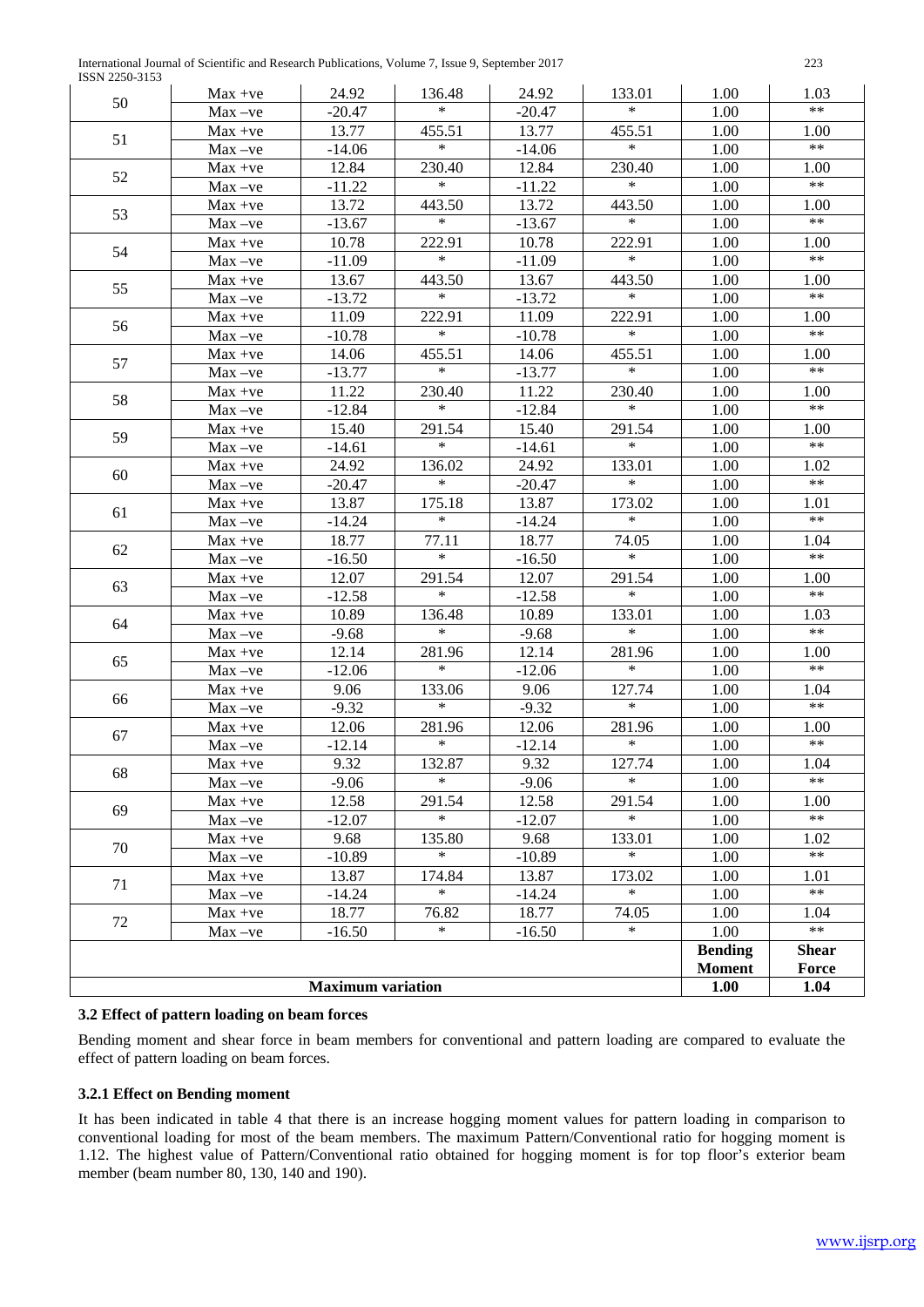| 50 | Max +ve | 24.92 | 136.48 | 24.92 | 133.01 | 1.00 | 1.03 |
|---|---|---|---|---|---|---|---|
| | Max –ve | -20.47 | * | -20.47 | * | 1.00 | ** |
| 51 | Max +ve | 13.77 | 455.51 | 13.77 | 455.51 | 1.00 | 1.00 |
| | Max –ve | -14.06 | * | -14.06 | * | 1.00 | ** |
| 52 | Max +ve | 12.84 | 230.40 | 12.84 | 230.40 | 1.00 | 1.00 |
| | Max –ve | -11.22 | * | -11.22 | * | 1.00 | ** |
| 53 | Max +ve | 13.72 | 443.50 | 13.72 | 443.50 | 1.00 | 1.00 |
| | Max –ve | -13.67 | * | -13.67 | * | 1.00 | ** |
| 54 | Max +ve | 10.78 | 222.91 | 10.78 | 222.91 | 1.00 | 1.00 |
| | Max –ve | -11.09 | * | -11.09 | * | 1.00 | ** |
| 55 | Max +ve | 13.67 | 443.50 | 13.67 | 443.50 | 1.00 | 1.00 |
| | Max –ve | -13.72 | * | -13.72 | * | 1.00 | ** |
| 56 | Max +ve | 11.09 | 222.91 | 11.09 | 222.91 | 1.00 | 1.00 |
| | Max –ve | -10.78 | * | -10.78 | * | 1.00 | ** |
| 57 | Max +ve | 14.06 | 455.51 | 14.06 | 455.51 | 1.00 | 1.00 |
| | Max –ve | -13.77 | * | -13.77 | * | 1.00 | ** |
| 58 | Max +ve | 11.22 | 230.40 | 11.22 | 230.40 | 1.00 | 1.00 |
| | Max –ve | -12.84 | * | -12.84 | * | 1.00 | ** |
| 59 | Max +ve | 15.40 | 291.54 | 15.40 | 291.54 | 1.00 | 1.00 |
| | Max –ve | -14.61 | * | -14.61 | * | 1.00 | ** |
| 60 | Max +ve | 24.92 | 136.02 | 24.92 | 133.01 | 1.00 | 1.02 |
| | Max –ve | -20.47 | * | -20.47 | * | 1.00 | ** |
| 61 | Max +ve | 13.87 | 175.18 | 13.87 | 173.02 | 1.00 | 1.01 |
| | Max –ve | -14.24 | * | -14.24 | * | 1.00 | ** |
| 62 | Max +ve | 18.77 | 77.11 | 18.77 | 74.05 | 1.00 | 1.04 |
| | Max –ve | -16.50 | * | -16.50 | * | 1.00 | ** |
| 63 | Max +ve | 12.07 | 291.54 | 12.07 | 291.54 | 1.00 | 1.00 |
| | Max –ve | -12.58 | * | -12.58 | * | 1.00 | ** |
| 64 | Max +ve | 10.89 | 136.48 | 10.89 | 133.01 | 1.00 | 1.03 |
| | Max –ve | -9.68 | * | -9.68 | * | 1.00 | ** |
| 65 | Max +ve | 12.14 | 281.96 | 12.14 | 281.96 | 1.00 | 1.00 |
| | Max –ve | -12.06 | * | -12.06 | * | 1.00 | ** |
| 66 | Max +ve | 9.06 | 133.06 | 9.06 | 127.74 | 1.00 | 1.04 |
| | Max –ve | -9.32 | * | -9.32 | * | 1.00 | ** |
| 67 | Max +ve | 12.06 | 281.96 | 12.06 | 281.96 | 1.00 | 1.00 |
| | Max –ve | -12.14 | * | -12.14 | * | 1.00 | ** |
| 68 | Max +ve | 9.32 | 132.87 | 9.32 | 127.74 | 1.00 | 1.04 |
| | Max –ve | -9.06 | * | -9.06 | * | 1.00 | ** |
| 69 | Max +ve | 12.58 | 291.54 | 12.58 | 291.54 | 1.00 | 1.00 |
| | Max –ve | -12.07 | * | -12.07 | * | 1.00 | ** |
| 70 | Max +ve | 9.68 | 135.80 | 9.68 | 133.01 | 1.00 | 1.02 |
| | Max –ve | -10.89 | * | -10.89 | * | 1.00 | ** |
| 71 | Max +ve | 13.87 | 174.84 | 13.87 | 173.02 | 1.00 | 1.01 |
| | Max –ve | -14.24 | * | -14.24 | * | 1.00 | ** |
| 72 | Max +ve | 18.77 | 76.82 | 18.77 | 74.05 | 1.00 | 1.04 |
| | Max –ve | -16.50 | * | -16.50 | * | 1.00 | ** |
| | | | | | | **Bending Moment** | **Shear Force** |
| **Maximum variation** | | | | | | **1.00** | **1.04** |

### 3.2 Effect of pattern loading on beam forces

Bending moment and shear force in beam members for conventional and pattern loading are compared to evaluate the effect of pattern loading on beam forces.

#### 3.2.1 Effect on Bending moment

It has been indicated in table 4 that there is an increase hogging moment values for pattern loading in comparison to conventional loading for most of the beam members. The maximum Pattern/Conventional ratio for hogging moment is 1.12. The highest value of Pattern/Conventional ratio obtained for hogging moment is for top floor's exterior beam member (beam number 80, 130, 140 and 190).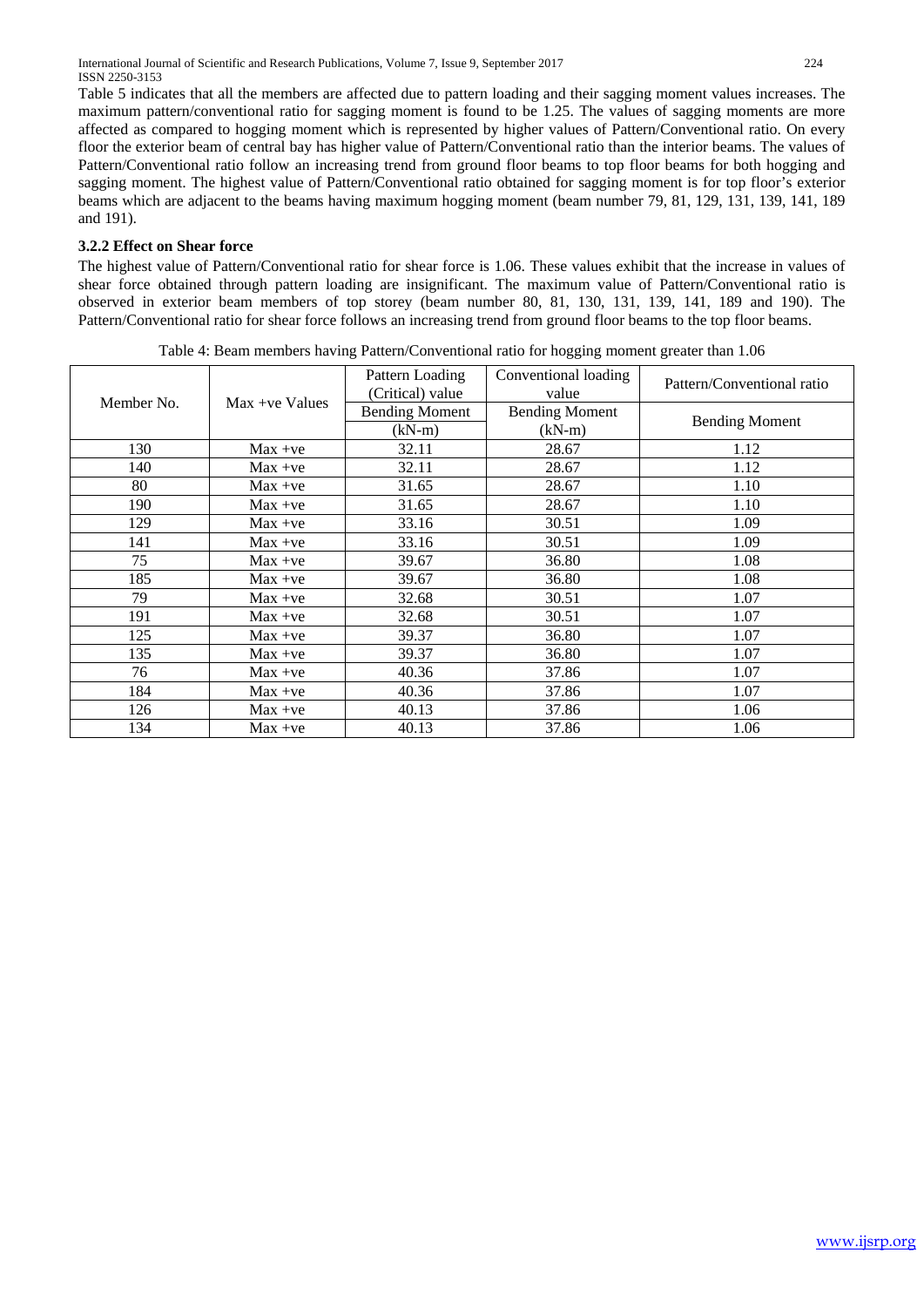Table 5 indicates that all the members are affected due to pattern loading and their sagging moment values increases. The maximum pattern/conventional ratio for sagging moment is found to be 1.25. The values of sagging moments are more affected as compared to hogging moment which is represented by higher values of Pattern/Conventional ratio. On every floor the exterior beam of central bay has higher value of Pattern/Conventional ratio than the interior beams. The values of Pattern/Conventional ratio follow an increasing trend from ground floor beams to top floor beams for both hogging and sagging moment. The highest value of Pattern/Conventional ratio obtained for sagging moment is for top floor's exterior beams which are adjacent to the beams having maximum hogging moment (beam number 79, 81, 129, 131, 139, 141, 189 and 191).

### 3.2.2 Effect on Shear force

The highest value of Pattern/Conventional ratio for shear force is 1.06. These values exhibit that the increase in values of shear force obtained through pattern loading are insignificant. The maximum value of Pattern/Conventional ratio is observed in exterior beam members of top storey (beam number 80, 81, 130, 131, 139, 141, 189 and 190). The Pattern/Conventional ratio for shear force follows an increasing trend from ground floor beams to the top floor beams.

Table 4: Beam members having Pattern/Conventional ratio for hogging moment greater than 1.06

| Member No. | Max +ve Values | Pattern Loading (Critical) value | Conventional loading value | Pattern/Conventional ratio |
|---|---|---|---|---|
| | | Bending Moment (kN-m) | Bending Moment (kN-m) | Bending Moment |
| 130 | Max +ve | 32.11 | 28.67 | 1.12 |
| 140 | Max +ve | 32.11 | 28.67 | 1.12 |
| 80 | Max +ve | 31.65 | 28.67 | 1.10 |
| 190 | Max +ve | 31.65 | 28.67 | 1.10 |
| 129 | Max +ve | 33.16 | 30.51 | 1.09 |
| 141 | Max +ve | 33.16 | 30.51 | 1.09 |
| 75 | Max +ve | 39.67 | 36.80 | 1.08 |
| 185 | Max +ve | 39.67 | 36.80 | 1.08 |
| 79 | Max +ve | 32.68 | 30.51 | 1.07 |
| 191 | Max +ve | 32.68 | 30.51 | 1.07 |
| 125 | Max +ve | 39.37 | 36.80 | 1.07 |
| 135 | Max +ve | 39.37 | 36.80 | 1.07 |
| 76 | Max +ve | 40.36 | 37.86 | 1.07 |
| 184 | Max +ve | 40.36 | 37.86 | 1.07 |
| 126 | Max +ve | 40.13 | 37.86 | 1.06 |
| 134 | Max +ve | 40.13 | 37.86 | 1.06 |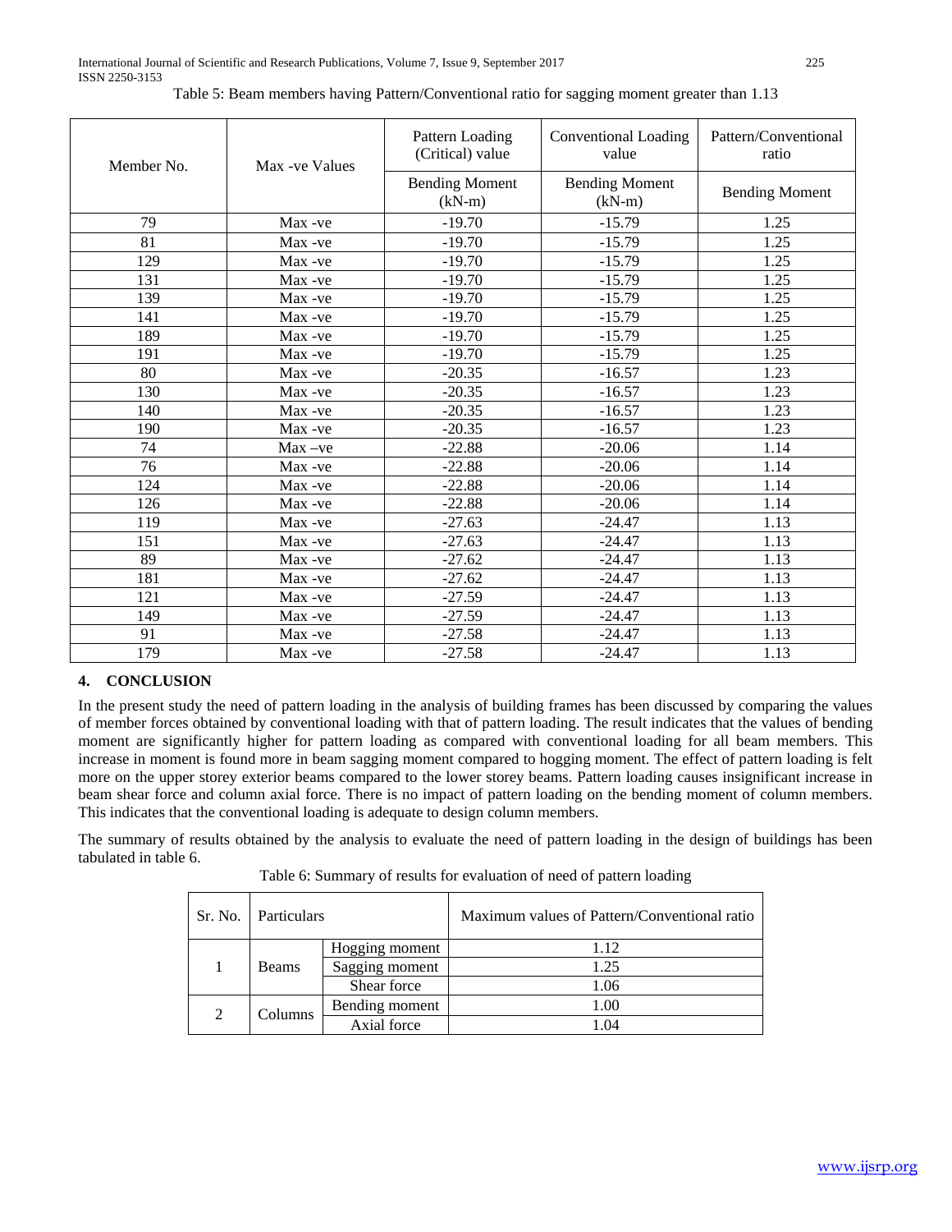Table 5: Beam members having Pattern/Conventional ratio for sagging moment greater than 1.13

| Member No. | Max -ve Values | Pattern Loading (Critical) value | Conventional Loading value | Pattern/Conventional ratio |
|---|---|---|---|---|
| | | Bending Moment (kN-m) | Bending Moment (kN-m) | Bending Moment |
| 79 | Max -ve | -19.70 | -15.79 | 1.25 |
| 81 | Max -ve | -19.70 | -15.79 | 1.25 |
| 129 | Max -ve | -19.70 | -15.79 | 1.25 |
| 131 | Max -ve | -19.70 | -15.79 | 1.25 |
| 139 | Max -ve | -19.70 | -15.79 | 1.25 |
| 141 | Max -ve | -19.70 | -15.79 | 1.25 |
| 189 | Max -ve | -19.70 | -15.79 | 1.25 |
| 191 | Max -ve | -19.70 | -15.79 | 1.25 |
| 80 | Max -ve | -20.35 | -16.57 | 1.23 |
| 130 | Max -ve | -20.35 | -16.57 | 1.23 |
| 140 | Max -ve | -20.35 | -16.57 | 1.23 |
| 190 | Max -ve | -20.35 | -16.57 | 1.23 |
| 74 | Max –ve | -22.88 | -20.06 | 1.14 |
| 76 | Max -ve | -22.88 | -20.06 | 1.14 |
| 124 | Max -ve | -22.88 | -20.06 | 1.14 |
| 126 | Max -ve | -22.88 | -20.06 | 1.14 |
| 119 | Max -ve | -27.63 | -24.47 | 1.13 |
| 151 | Max -ve | -27.63 | -24.47 | 1.13 |
| 89 | Max -ve | -27.62 | -24.47 | 1.13 |
| 181 | Max -ve | -27.62 | -24.47 | 1.13 |
| 121 | Max -ve | -27.59 | -24.47 | 1.13 |
| 149 | Max -ve | -27.59 | -24.47 | 1.13 |
| 91 | Max -ve | -27.58 | -24.47 | 1.13 |
| 179 | Max -ve | -27.58 | -24.47 | 1.13 |

## 4. CONCLUSION

In the present study the need of pattern loading in the analysis of building frames has been discussed by comparing the values of member forces obtained by conventional loading with that of pattern loading. The result indicates that the values of bending moment are significantly higher for pattern loading as compared with conventional loading for all beam members. This increase in moment is found more in beam sagging moment compared to hogging moment. The effect of pattern loading is felt more on the upper storey exterior beams compared to the lower storey beams. Pattern loading causes insignificant increase in beam shear force and column axial force. There is no impact of pattern loading on the bending moment of column members. This indicates that the conventional loading is adequate to design column members.

The summary of results obtained by the analysis to evaluate the need of pattern loading in the design of buildings has been tabulated in table 6.

Table 6: Summary of results for evaluation of need of pattern loading

| Sr. No. | Particulars | | Maximum values of Pattern/Conventional ratio |
|---|---|---|---|
| 1 | Beams | Hogging moment | 1.12 |
| | | Sagging moment | 1.25 |
| | | Shear force | 1.06 |
| 2 | Columns | Bending moment | 1.00 |
| | | Axial force | 1.04 |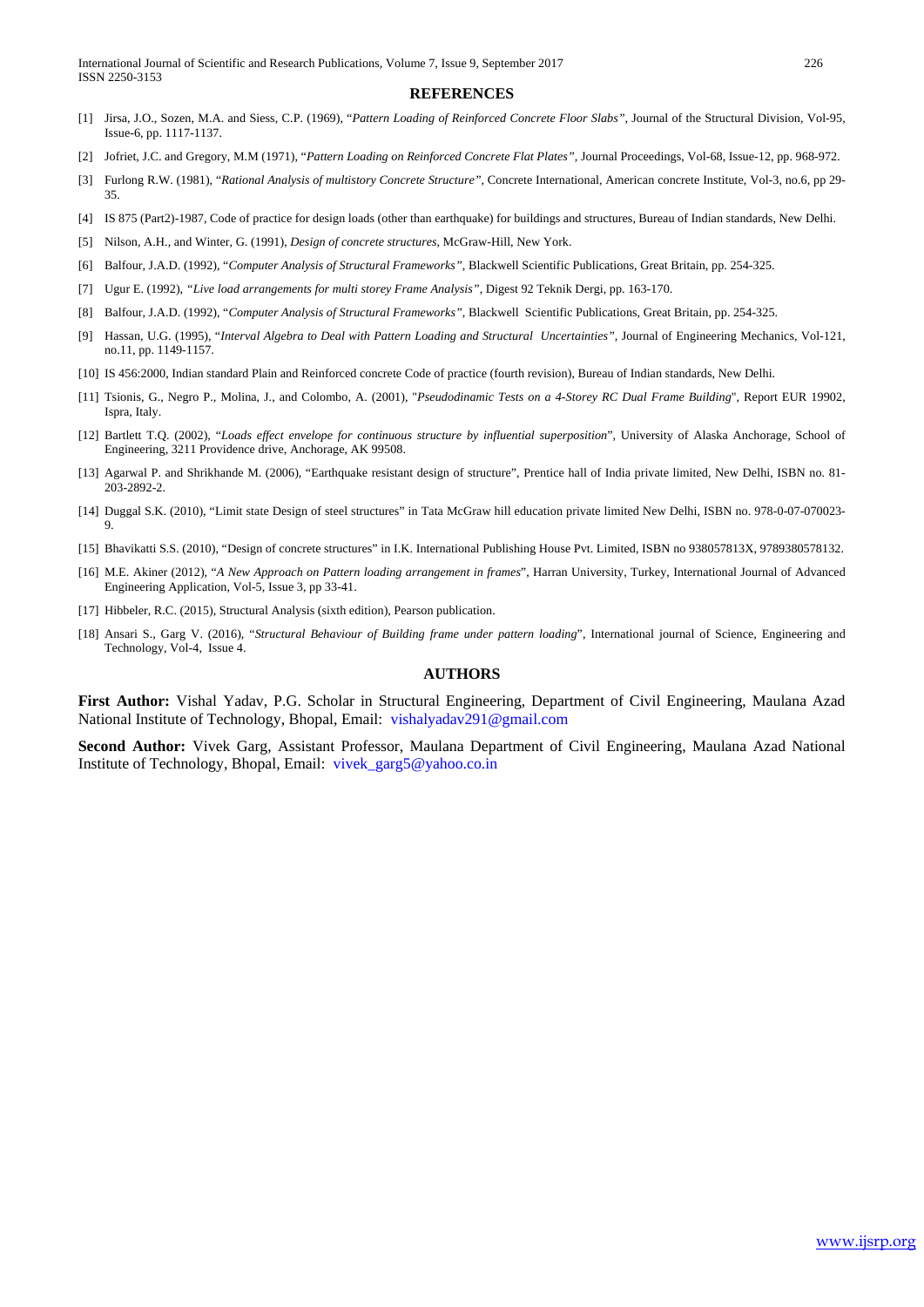## REFERENCES

[1] Jirsa, J.O., Sozen, M.A. and Siess, C.P. (1969), "*Pattern Loading of Reinforced Concrete Floor Slabs*", Journal of the Structural Division, Vol-95, Issue-6, pp. 1117-1137.

[2] Jofriet, J.C. and Gregory, M.M (1971), "*Pattern Loading on Reinforced Concrete Flat Plates*", Journal Proceedings, Vol-68, Issue-12, pp. 968-972.

[3] Furlong R.W. (1981), "*Rational Analysis of multistory Concrete Structure*", Concrete International, American concrete Institute, Vol-3, no.6, pp 29-35.

[4] IS 875 (Part2)-1987, Code of practice for design loads (other than earthquake) for buildings and structures, Bureau of Indian standards, New Delhi.

[5] Nilson, A.H., and Winter, G. (1991), *Design of concrete structures*, McGraw-Hill, New York.

[6] Balfour, J.A.D. (1992), "*Computer Analysis of Structural Frameworks*", Blackwell Scientific Publications, Great Britain, pp. 254-325.

[7] Ugur E. (1992), *"Live load arrangements for multi storey Frame Analysis"*, Digest 92 Teknik Dergi, pp. 163-170.

[8] Balfour, J.A.D. (1992), "*Computer Analysis of Structural Frameworks*", Blackwell Scientific Publications, Great Britain, pp. 254-325.

[9] Hassan, U.G. (1995), "*Interval Algebra to Deal with Pattern Loading and Structural Uncertainties*", Journal of Engineering Mechanics, Vol-121, no.11, pp. 1149-1157.

[10] IS 456:2000, Indian standard Plain and Reinforced concrete Code of practice (fourth revision), Bureau of Indian standards, New Delhi.

[11] Tsionis, G., Negro P., Molina, J., and Colombo, A. (2001), "*Pseudodinamic Tests on a 4-Storey RC Dual Frame Building*", Report EUR 19902, Ispra, Italy.

[12] Bartlett T.Q. (2002), "*Loads effect envelope for continuous structure by influential superposition*", University of Alaska Anchorage, School of Engineering, 3211 Providence drive, Anchorage, AK 99508.

[13] Agarwal P. and Shrikhande M. (2006), "Earthquake resistant design of structure", Prentice hall of India private limited, New Delhi, ISBN no. 81-203-2892-2.

[14] Duggal S.K. (2010), "Limit state Design of steel structures" in Tata McGraw hill education private limited New Delhi, ISBN no. 978-0-07-070023-9.

[15] Bhavikatti S.S. (2010), "Design of concrete structures" in I.K. International Publishing House Pvt. Limited, ISBN no 938057813X, 9789380578132.

[16] M.E. Akiner (2012), "*A New Approach on Pattern loading arrangement in frames*", Harran University, Turkey, International Journal of Advanced Engineering Application, Vol-5, Issue 3, pp 33-41.

[17] Hibbeler, R.C. (2015), Structural Analysis (sixth edition), Pearson publication.

[18] Ansari S., Garg V. (2016), "*Structural Behaviour of Building frame under pattern loading*", International journal of Science, Engineering and Technology, Vol-4, Issue 4.

## AUTHORS

**First Author:** Vishal Yadav, P.G. Scholar in Structural Engineering, Department of Civil Engineering, Maulana Azad National Institute of Technology, Bhopal, Email: vishalyadav291@gmail.com

**Second Author:** Vivek Garg, Assistant Professor, Maulana Department of Civil Engineering, Maulana Azad National Institute of Technology, Bhopal, Email: vivek_garg5@yahoo.co.in